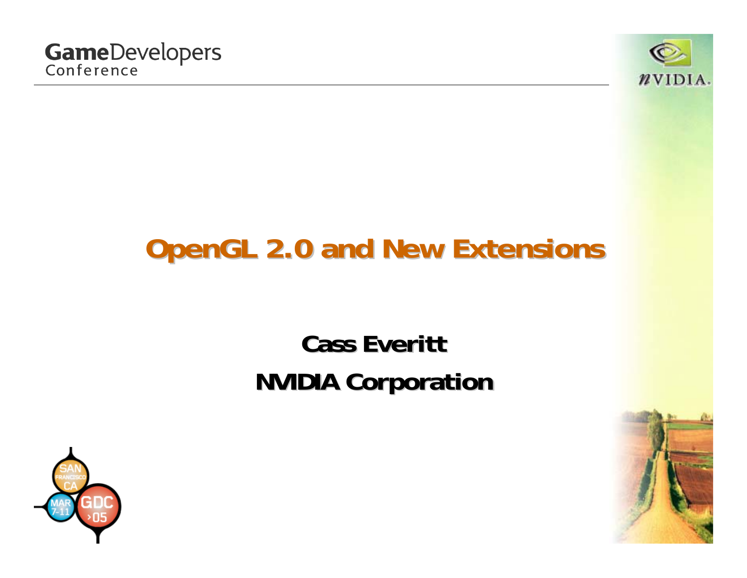# OpenGL 2.0 and New Extensions

**Cass Everitt**

**NVIDIA Corporation**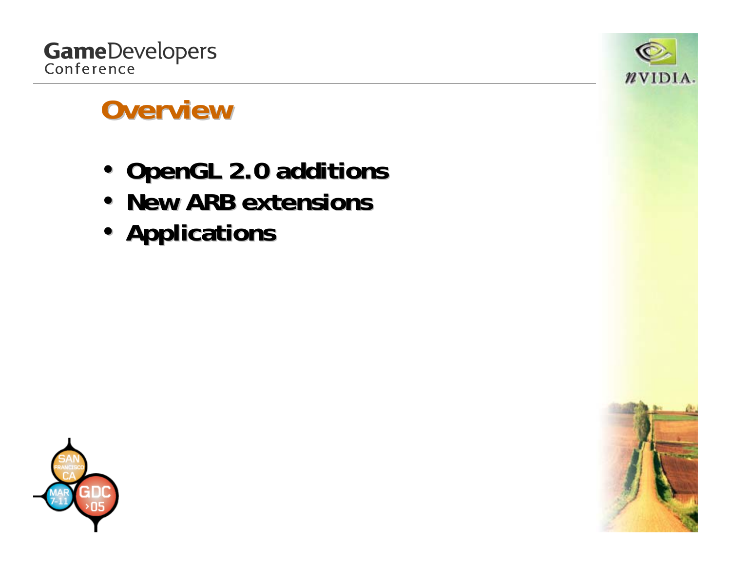# Overview

- OpenGL 2.0 additions
- New ARB extensions
- Applications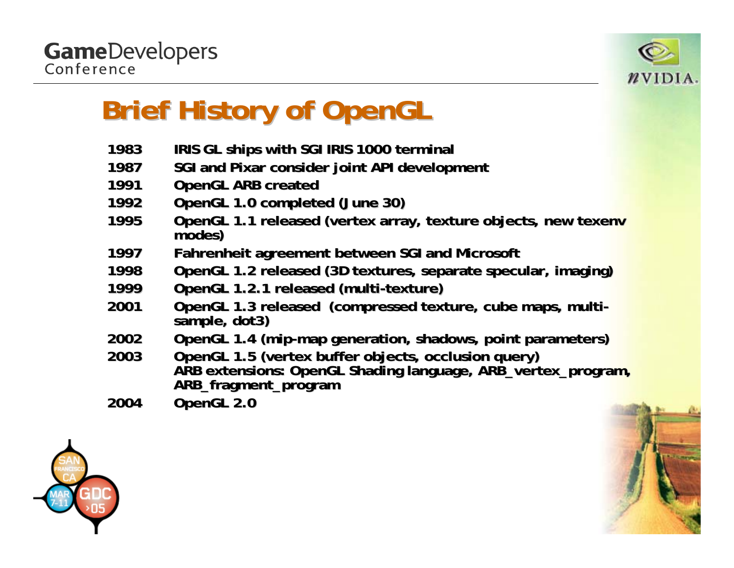# Brief History of OpenGL

| | |
|---|---|
| 1983 | IRIS GL ships with SGI IRIS 1000 terminal |
| 1987 | SGI and Pixar consider joint API development |
| 1991 | OpenGL ARB created |
| 1992 | OpenGL 1.0 completed (June 30) |
| 1995 | OpenGL 1.1 released (vertex array, texture objects, new texenv modes) |
| 1997 | Fahrenheit agreement between SGI and Microsoft |
| 1998 | OpenGL 1.2 released (3D textures, separate specular, imaging) |
| 1999 | OpenGL 1.2.1 released (multi-texture) |
| 2001 | OpenGL 1.3 released (compressed texture, cube maps, multi-sample, dot3) |
| 2002 | OpenGL 1.4 (mip-map generation, shadows, point parameters) |
| 2003 | OpenGL 1.5 (vertex buffer objects, occlusion query) ARB extensions: OpenGL Shading language, ARB_vertex_program, ARB_fragment_program |
| 2004 | OpenGL 2.0 |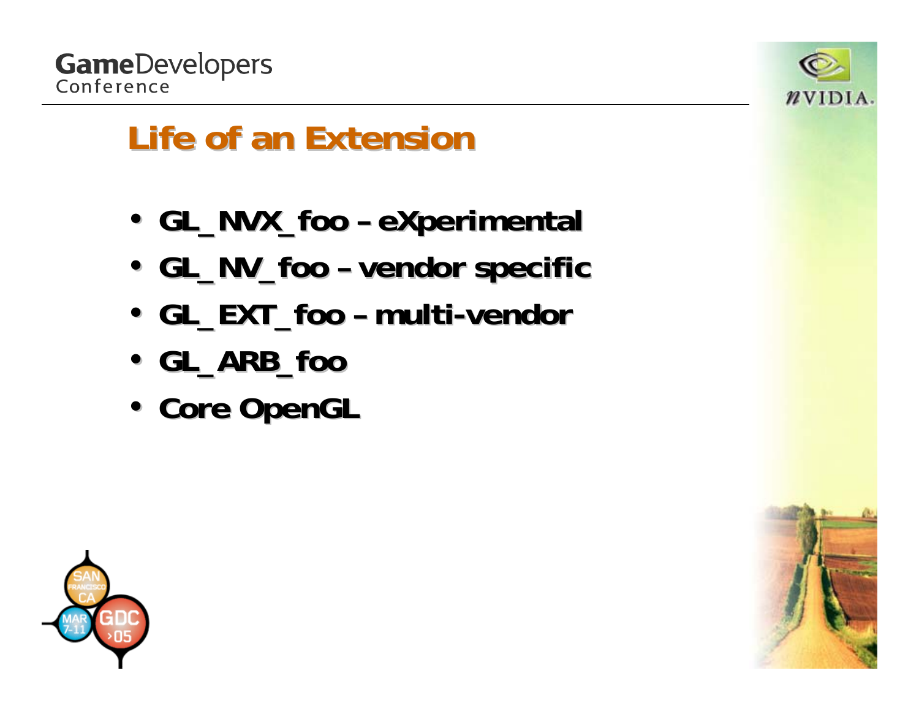# Life of an Extension

- GL_NVX_foo – eXperimental
- GL_NV_foo – vendor specific
- GL_EXT_foo – multi-vendor
- GL_ARB_foo
- Core OpenGL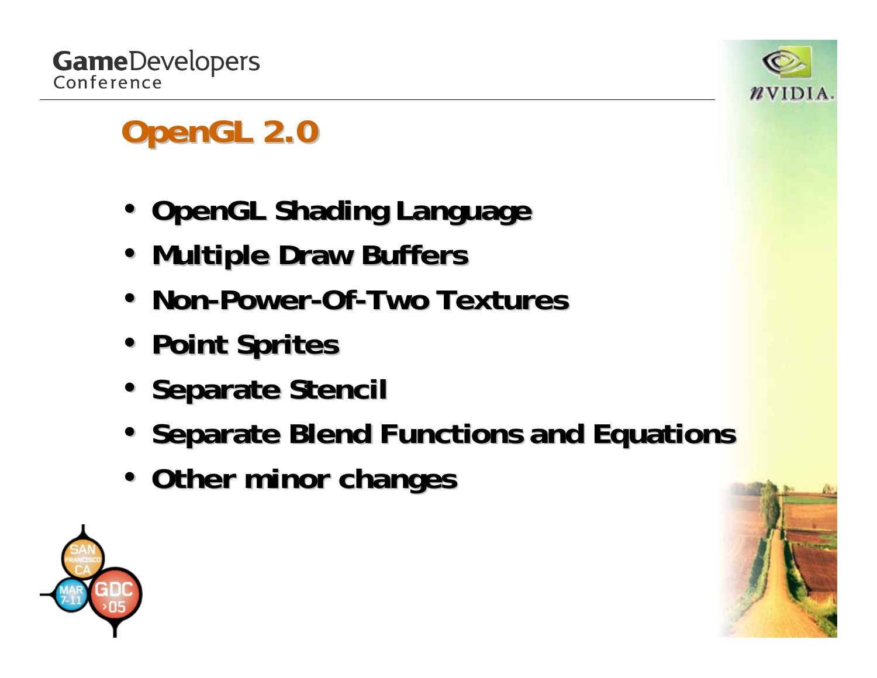# OpenGL 2.0

- OpenGL Shading Language
- Multiple Draw Buffers
- Non-Power-Of-Two Textures
- Point Sprites
- Separate Stencil
- Separate Blend Functions and Equations
- Other minor changes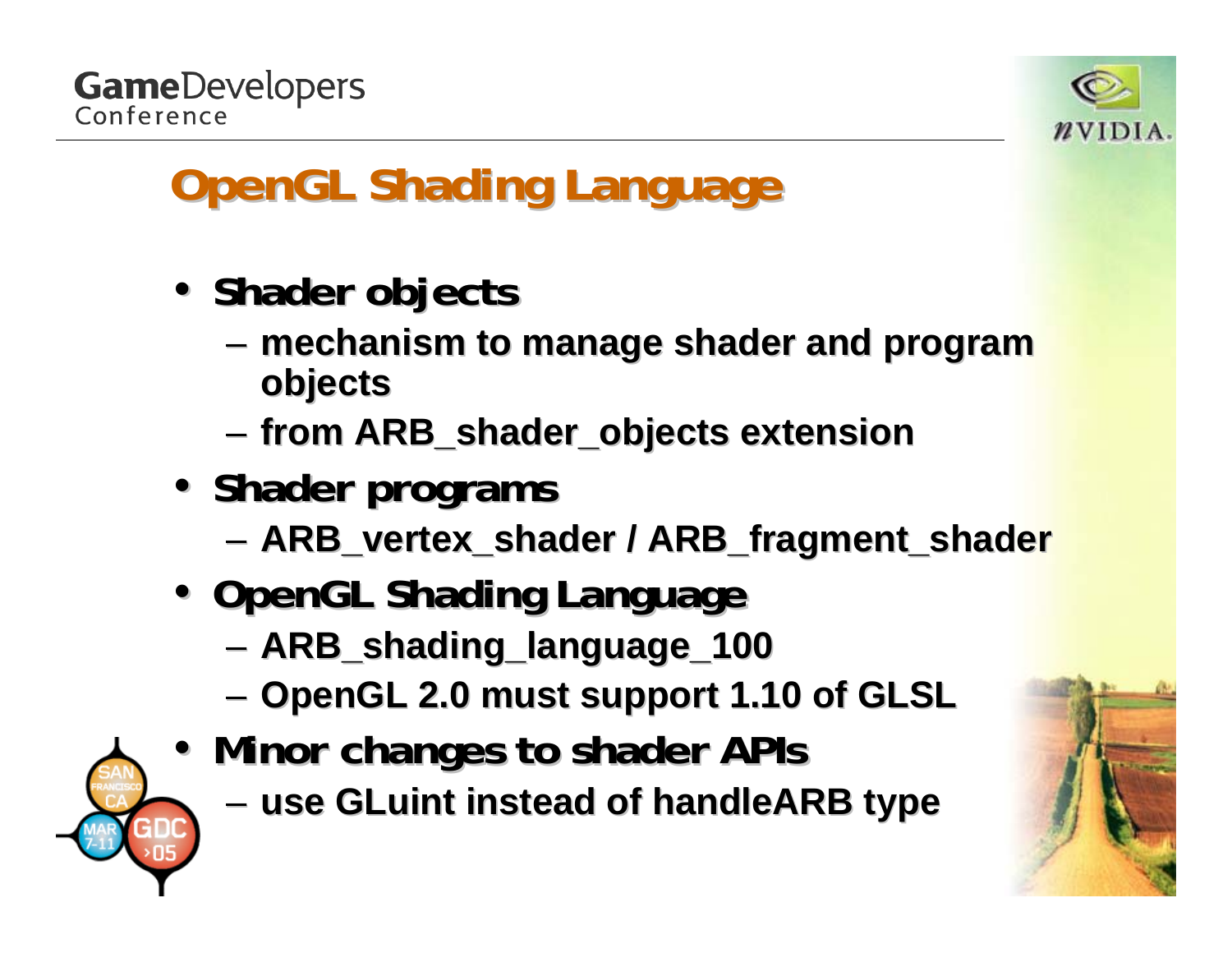# OpenGL Shading Language

- **Shader objects**
  - mechanism to manage shader and program objects
  - from ARB_shader_objects extension
- **Shader programs**
  - ARB_vertex_shader / ARB_fragment_shader
- **OpenGL Shading Language**
  - ARB_shading_language_100
  - OpenGL 2.0 must support 1.10 of GLSL
- **Minor changes to shader APIs**
  - use GLuint instead of handleARB type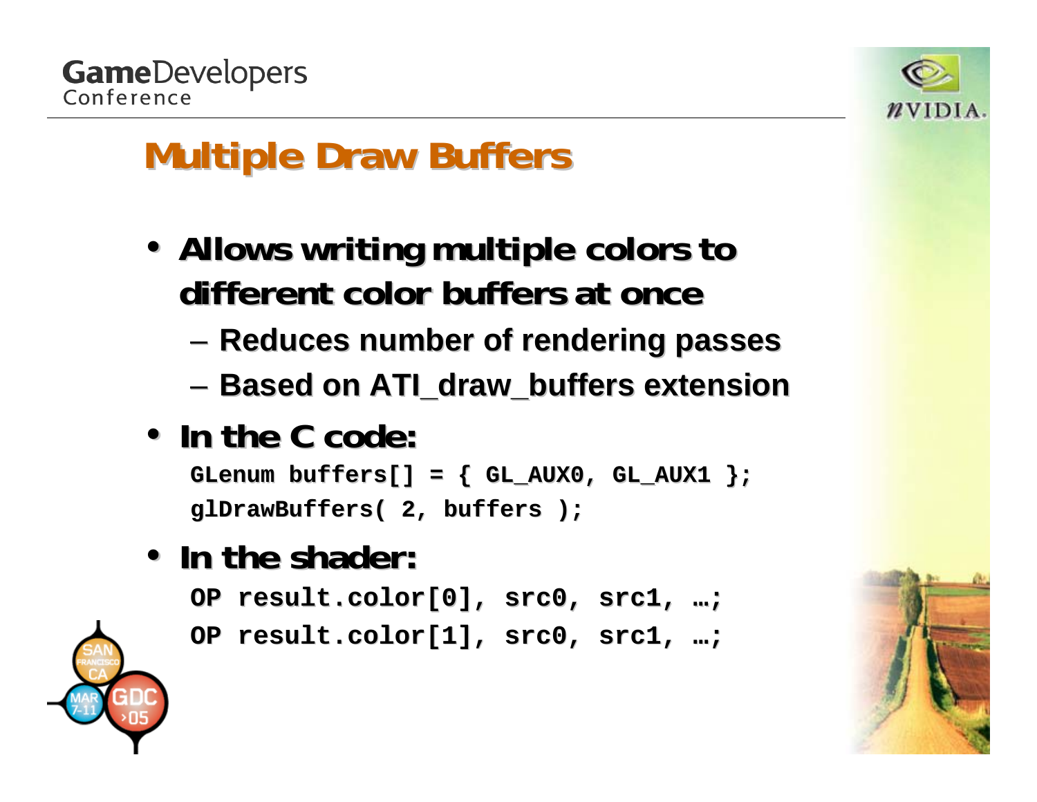# Multiple Draw Buffers

- **Allows writing multiple colors to different color buffers at once**
  - Reduces number of rendering passes
  - Based on ATI_draw_buffers extension
- **In the C code:**

```
GLenum buffers[] = { GL_AUX0, GL_AUX1 };
glDrawBuffers( 2, buffers );
```

- **In the shader:**

```
OP result.color[0], src0, src1, …;
OP result.color[1], src0, src1, …;
```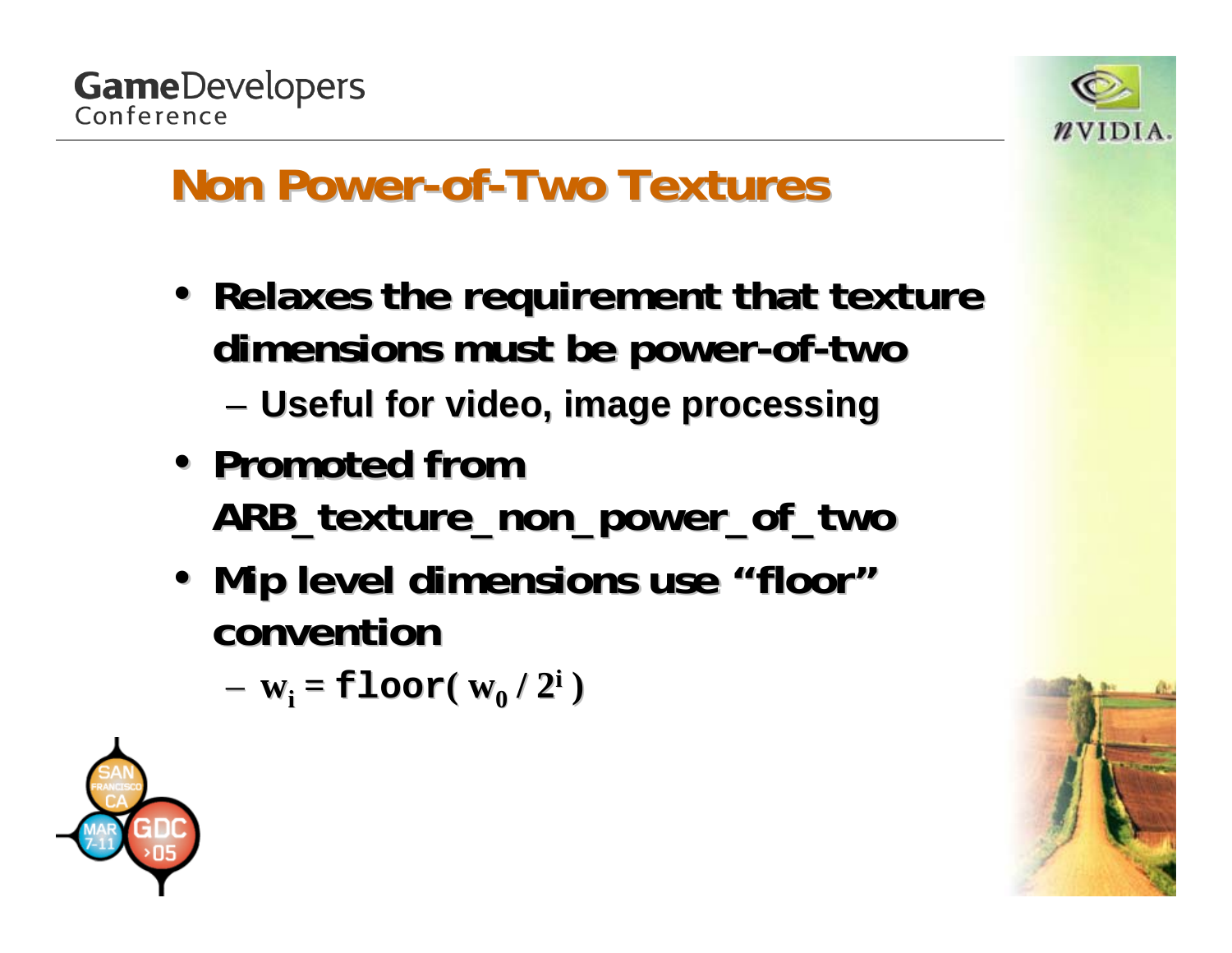# Non Power-of-Two Textures

- **Relaxes the requirement that texture dimensions must be power-of-two**
  - Useful for video, image processing
- **Promoted from ARB_texture_non_power_of_two**
- **Mip level dimensions use "floor" convention**
  - $w_i = \texttt{floor}( w_0 / 2^i )$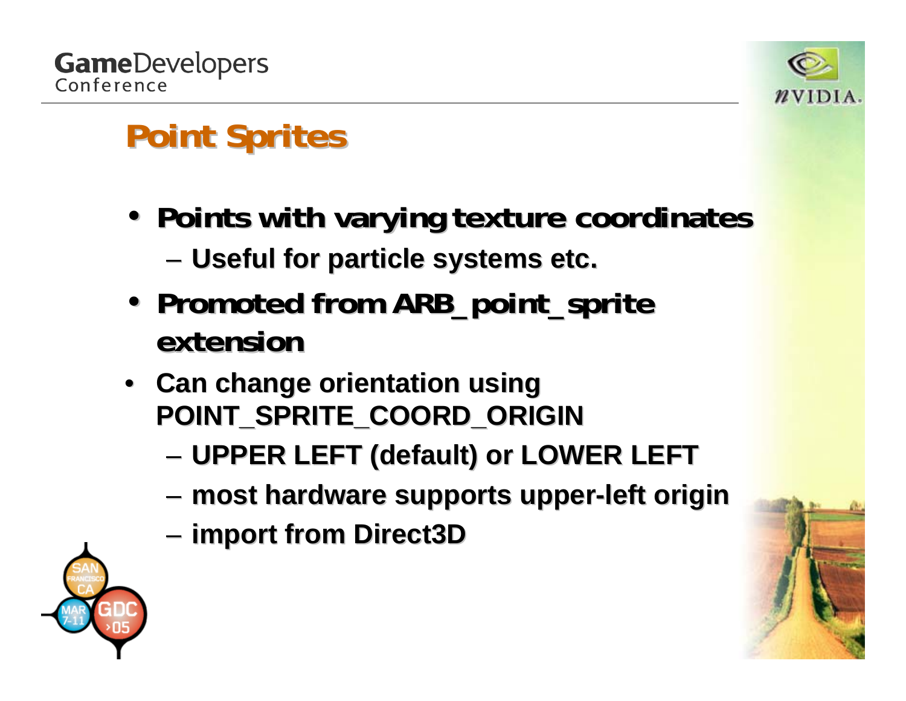# Point Sprites

- **Points with varying texture coordinates**
  - **Useful for particle systems etc.**
- **Promoted from ARB_point_sprite extension**
- **Can change orientation using POINT_SPRITE_COORD_ORIGIN**
  - **UPPER LEFT (default) or LOWER LEFT**
  - **most hardware supports upper-left origin**
  - **import from Direct3D**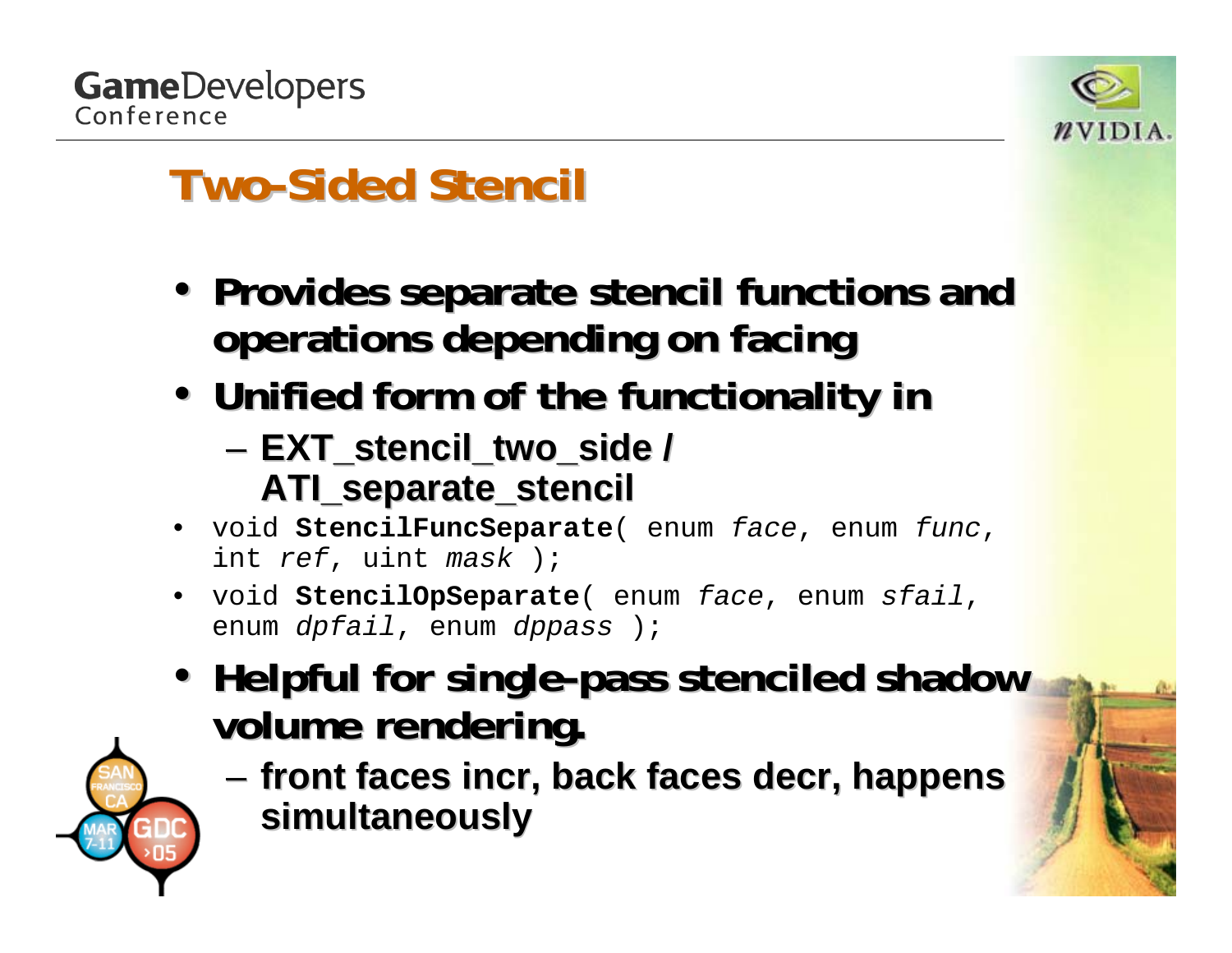# Two-Sided Stencil

- **Provides separate stencil functions and operations depending on facing**
- **Unified form of the functionality in**
  - **EXT_stencil_two_side / ATI_separate_stencil**
- `void StencilFuncSeparate( enum face, enum func, int ref, uint mask );`
- `void StencilOpSeparate( enum face, enum sfail, enum dpfail, enum dppass );`
- **Helpful for single-pass stenciled shadow volume rendering.**
  - **front faces incr, back faces decr, happens simultaneously**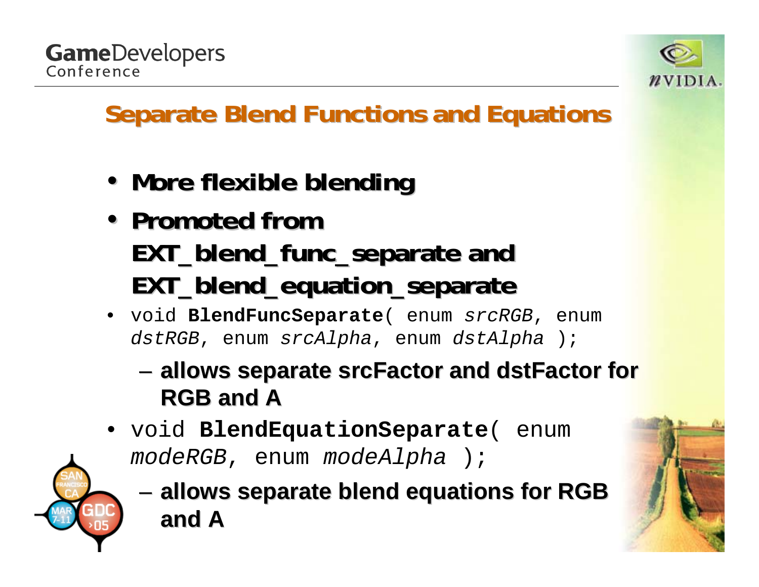## Separate Blend Functions and Equations

- **More flexible blending**
- **Promoted from EXT_blend_func_separate and EXT_blend_equation_separate**
- void **BlendFuncSeparate**( enum *srcRGB*, enum *dstRGB*, enum *srcAlpha*, enum *dstAlpha* );
  - **allows separate srcFactor and dstFactor for RGB and A**
- void **BlendEquationSeparate**( enum *modeRGB*, enum *modeAlpha* );
  - **allows separate blend equations for RGB and A**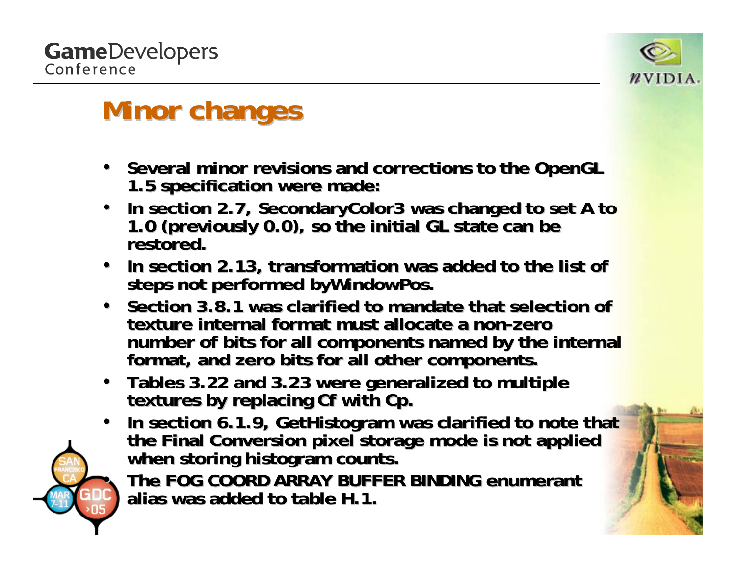# Minor changes

- Several minor revisions and corrections to the OpenGL 1.5 specification were made:
- In section 2.7, SecondaryColor3 was changed to set A to 1.0 (previously 0.0), so the initial GL state can be restored.
- In section 2.13, transformation was added to the list of steps not performed byWindowPos.
- Section 3.8.1 was clarified to mandate that selection of texture internal format must allocate a non-zero number of bits for all components named by the internal format, and zero bits for all other components.
- Tables 3.22 and 3.23 were generalized to multiple textures by replacing Cf with Cp.
- In section 6.1.9, GetHistogram was clarified to note that the Final Conversion pixel storage mode is not applied when storing histogram counts.
- The FOG COORD ARRAY BUFFER BINDING enumerant alias was added to table H.1.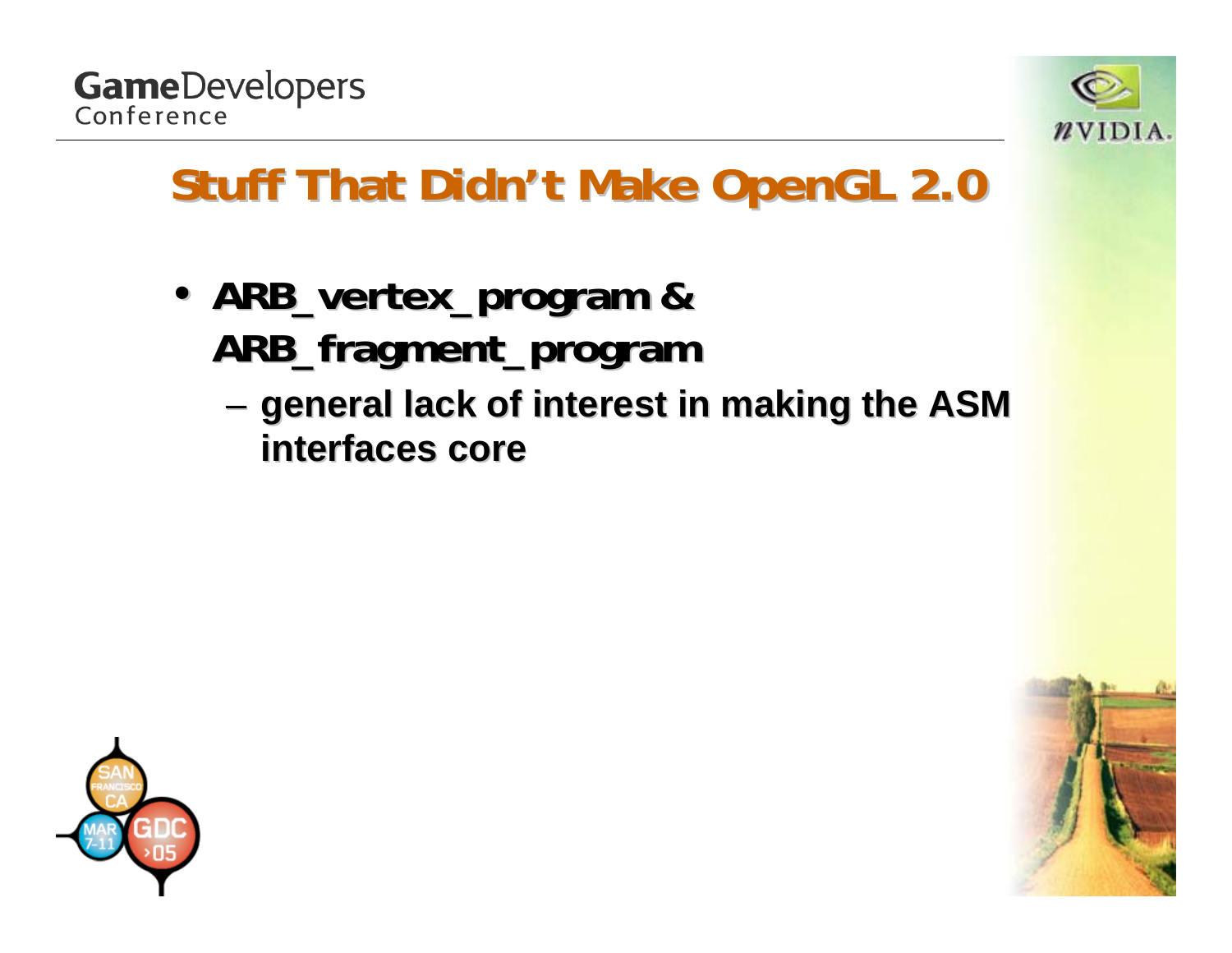# Stuff That Didn't Make OpenGL 2.0

- **ARB_vertex_program & ARB_fragment_program**
  - general lack of interest in making the ASM interfaces core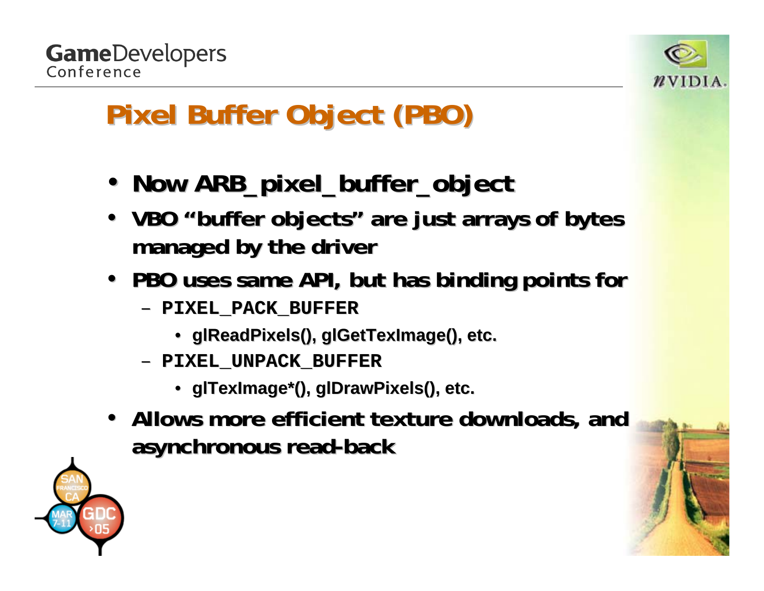# Pixel Buffer Object (PBO)

- **Now ARB_pixel_buffer_object**
- **VBO "buffer objects" are just arrays of bytes managed by the driver**
- **PBO uses same API, but has binding points for**
  - **`PIXEL_PACK_BUFFER`**
    - **glReadPixels(), glGetTexImage(), etc.**
  - **`PIXEL_UNPACK_BUFFER`**
    - **glTexImage*(), glDrawPixels(), etc.**
- **Allows more efficient texture downloads, and asynchronous read-back**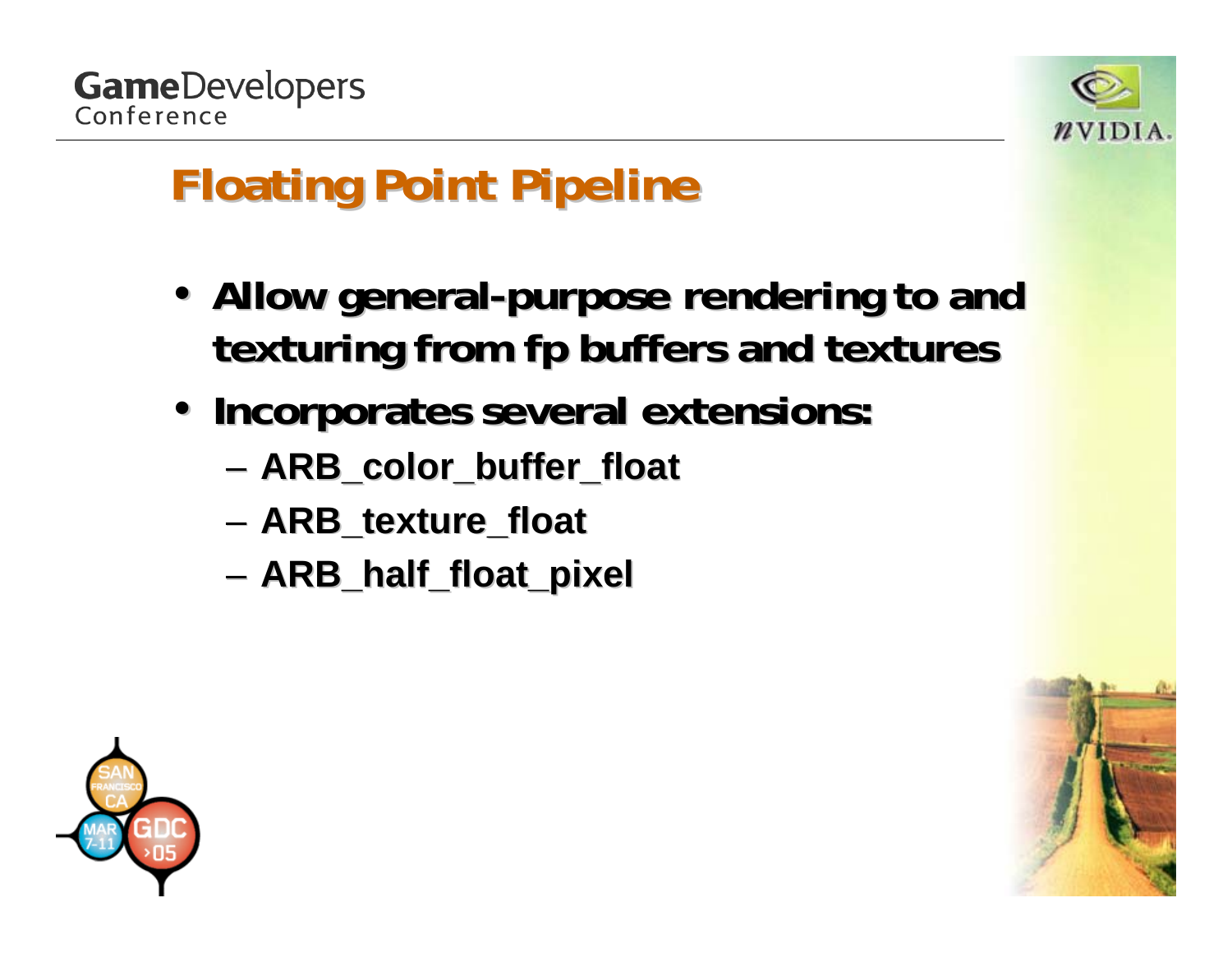# Floating Point Pipeline

- Allow general-purpose rendering to and texturing from fp buffers and textures
- Incorporates several extensions:
  - ARB_color_buffer_float
  - ARB_texture_float
  - ARB_half_float_pixel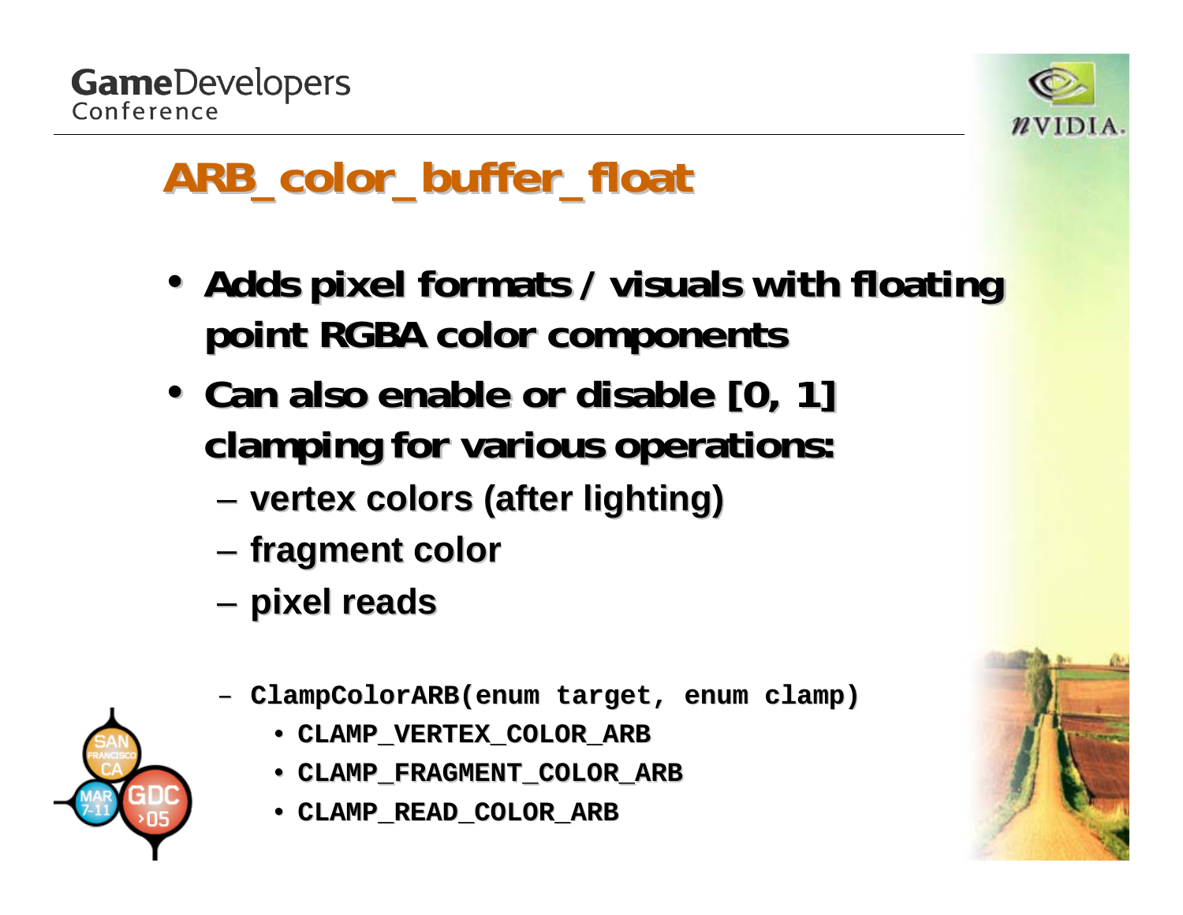# ARB_color_buffer_float

- Adds pixel formats / visuals with floating point RGBA color components
- Can also enable or disable [0, 1] clamping for various operations:
  - vertex colors (after lighting)
  - fragment color
  - pixel reads
  - `ClampColorARB(enum target, enum clamp)`
    - `CLAMP_VERTEX_COLOR_ARB`
    - `CLAMP_FRAGMENT_COLOR_ARB`
    - `CLAMP_READ_COLOR_ARB`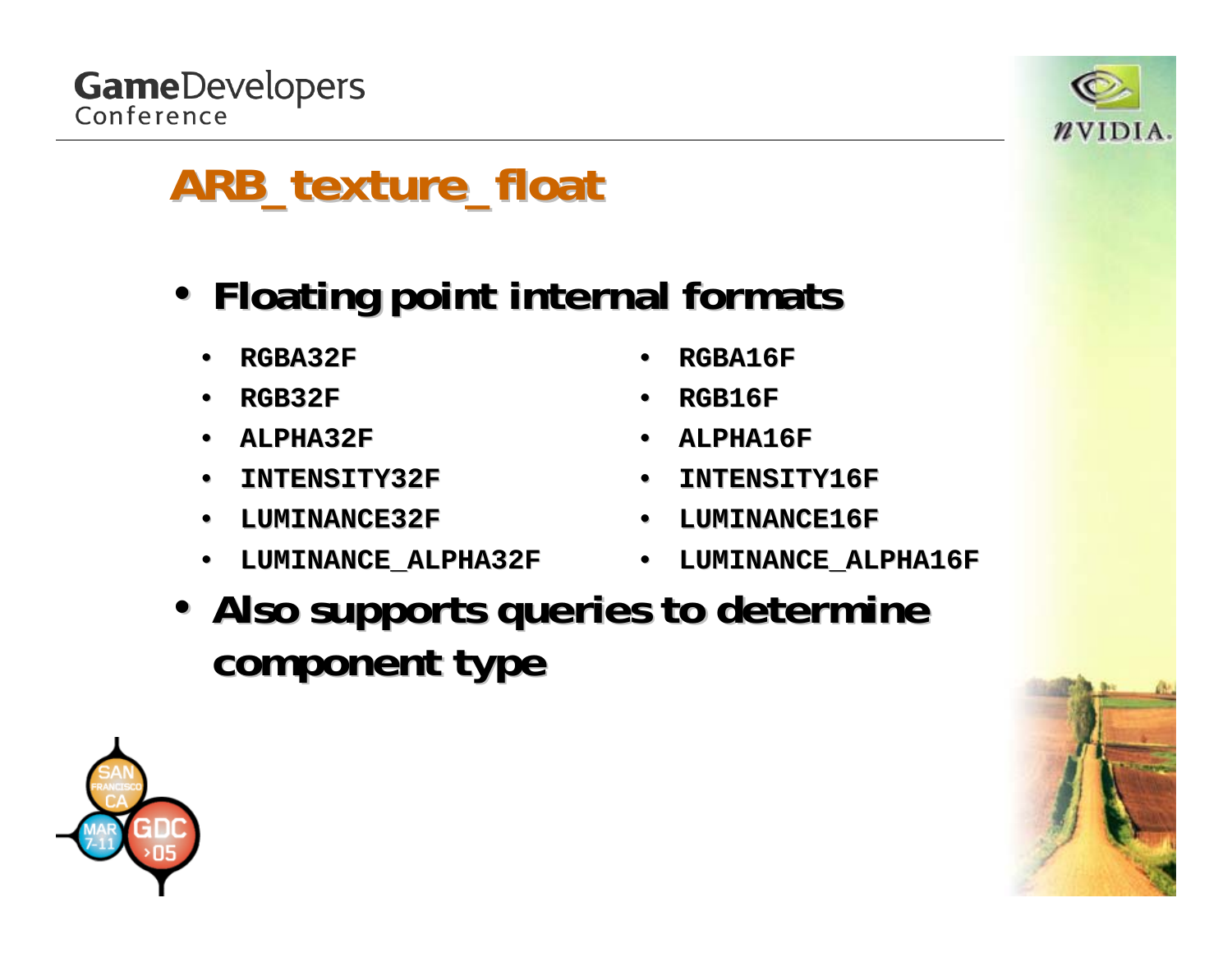# ARB_texture_float

- **Floating point internal formats**
  - RGBA32F
  - RGB32F
  - ALPHA32F
  - INTENSITY32F
  - LUMINANCE32F
  - LUMINANCE_ALPHA32F
  - RGBA16F
  - RGB16F
  - ALPHA16F
  - INTENSITY16F
  - LUMINANCE16F
  - LUMINANCE_ALPHA16F
- **Also supports queries to determine component type**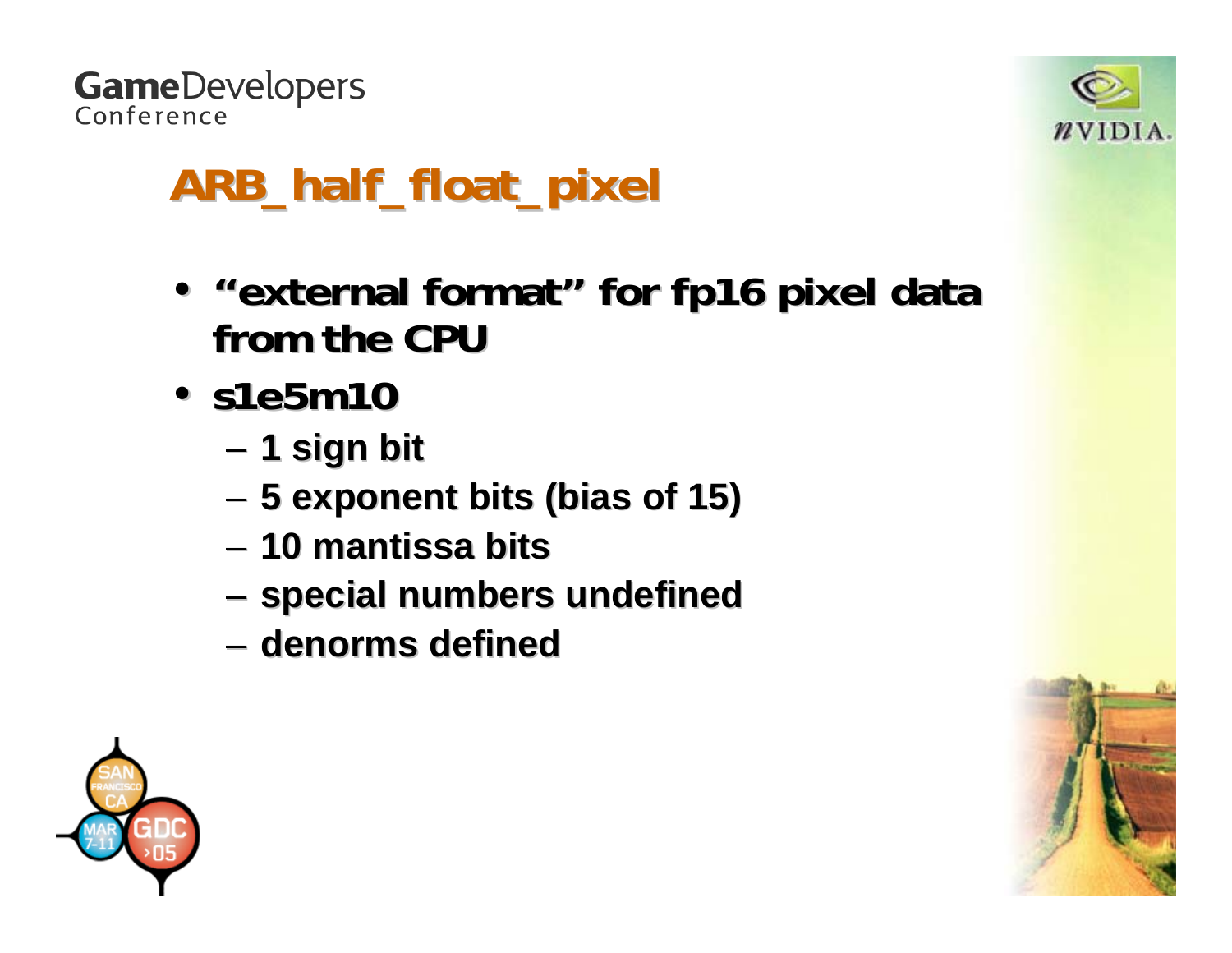# ARB_half_float_pixel

- **"external format" for fp16 pixel data from the CPU**
- **s1e5m10**
  - 1 sign bit
  - 5 exponent bits (bias of 15)
  - 10 mantissa bits
  - special numbers undefined
  - denorms defined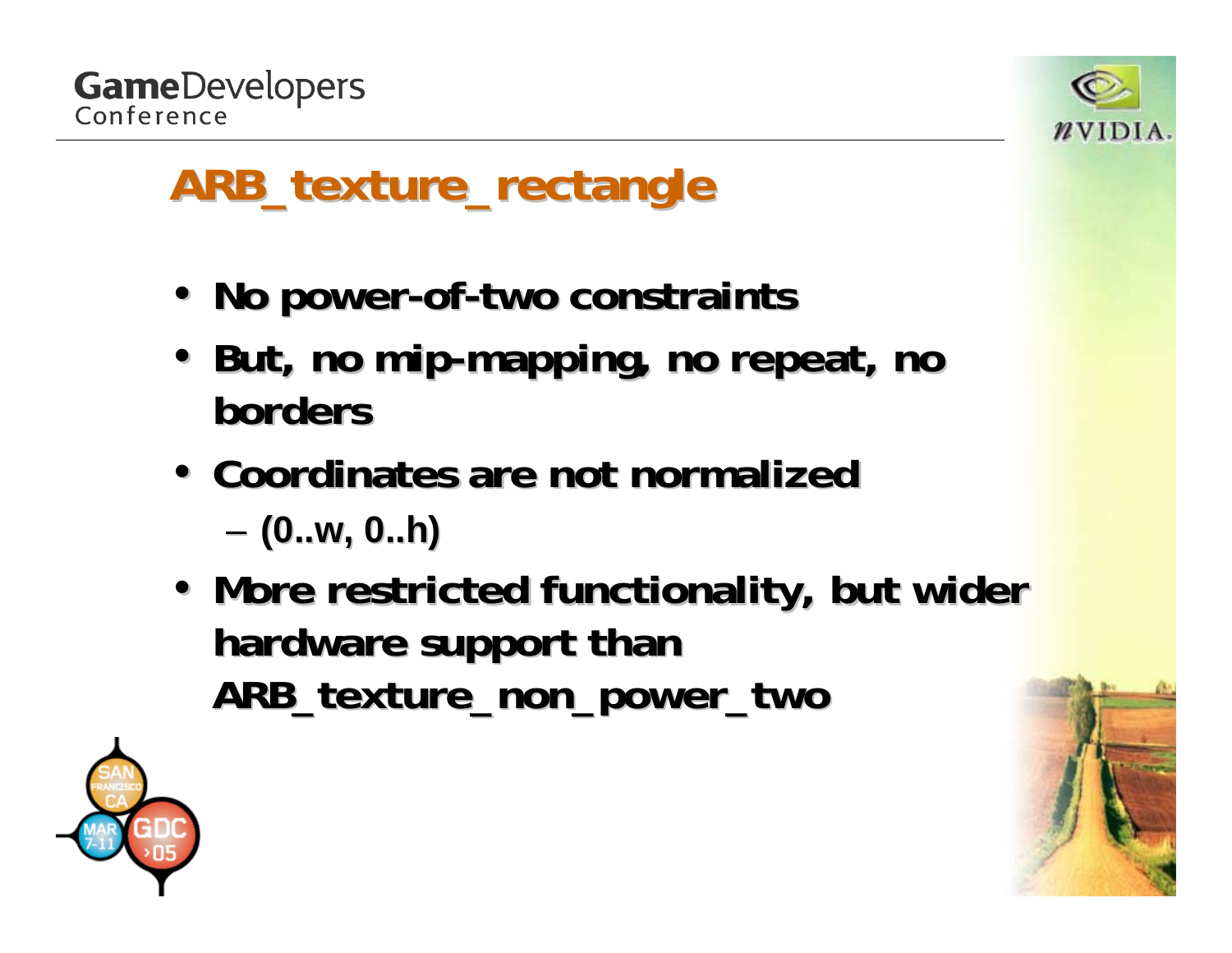# ARB_texture_rectangle

- No power-of-two constraints
- But, no mip-mapping, no repeat, no borders
- Coordinates are not normalized
  - (0..w, 0..h)
- More restricted functionality, but wider hardware support than ARB_texture_non_power_two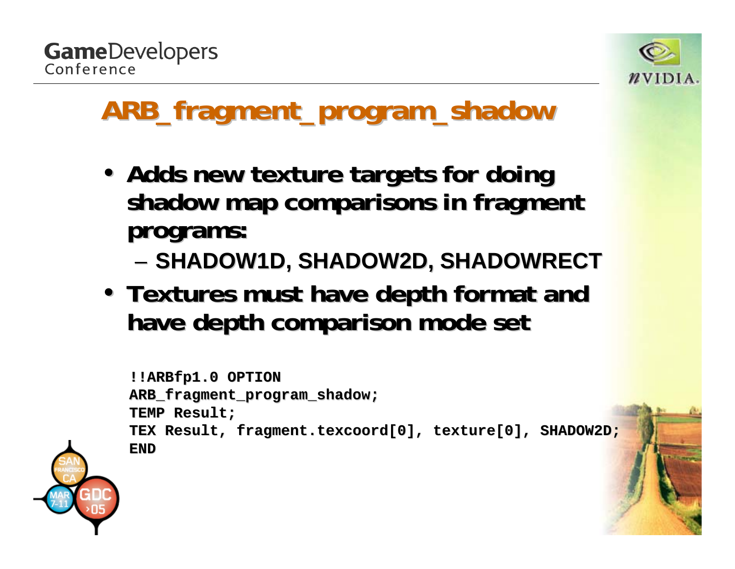# ARB_fragment_program_shadow

- Adds new texture targets for doing shadow map comparisons in fragment programs:
  - SHADOW1D, SHADOW2D, SHADOWRECT
- Textures must have depth format and have depth comparison mode set

```
!!ARBfp1.0 OPTION
ARB_fragment_program_shadow;
TEMP Result;
TEX Result, fragment.texcoord[0], texture[0], SHADOW2D;
END
```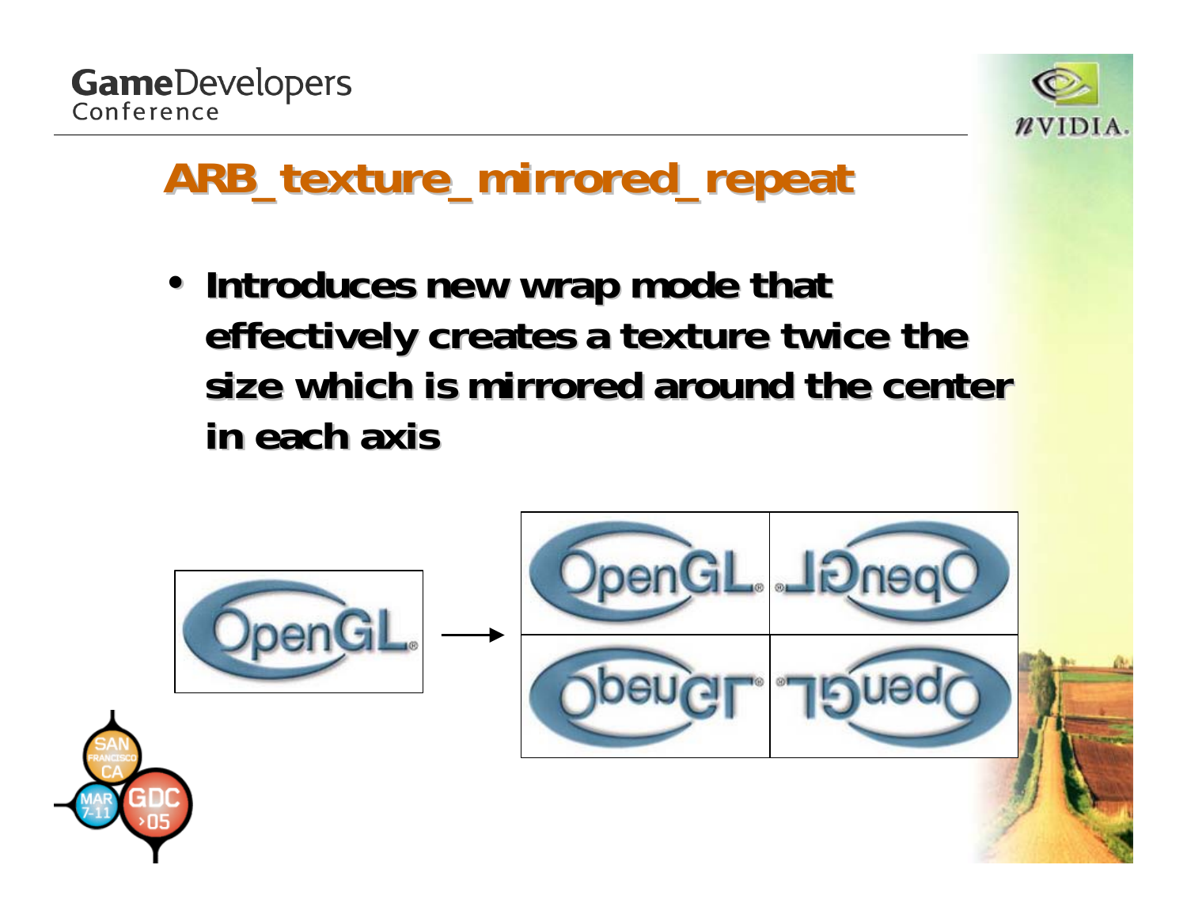# ARB_texture_mirrored_repeat

- **Introduces new wrap mode that effectively creates a texture twice the size which is mirrored around the center in each axis**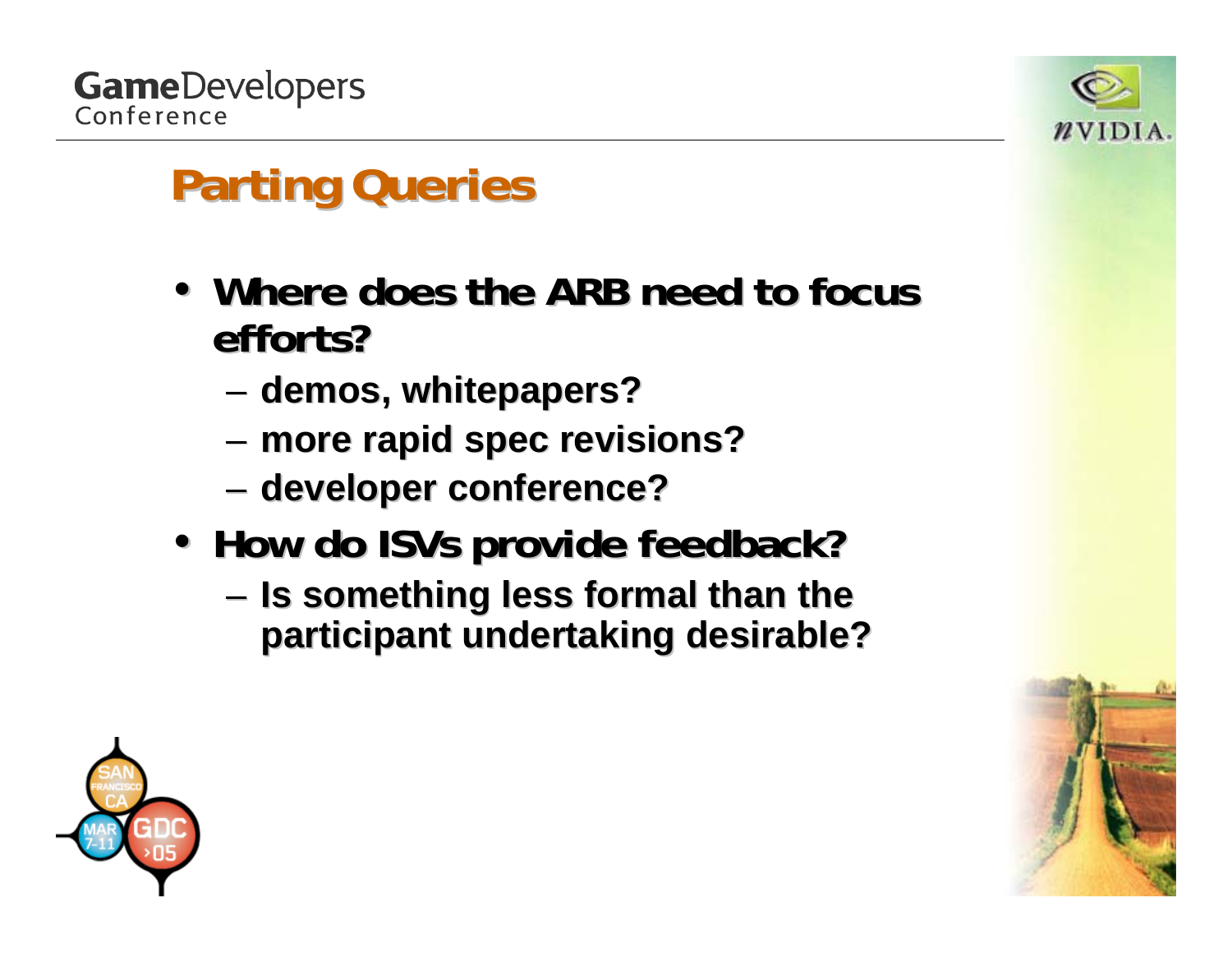# Parting Queries

- **Where does the ARB need to focus efforts?**
  - demos, whitepapers?
  - more rapid spec revisions?
  - developer conference?
- **How do ISVs provide feedback?**
  - Is something less formal than the participant undertaking desirable?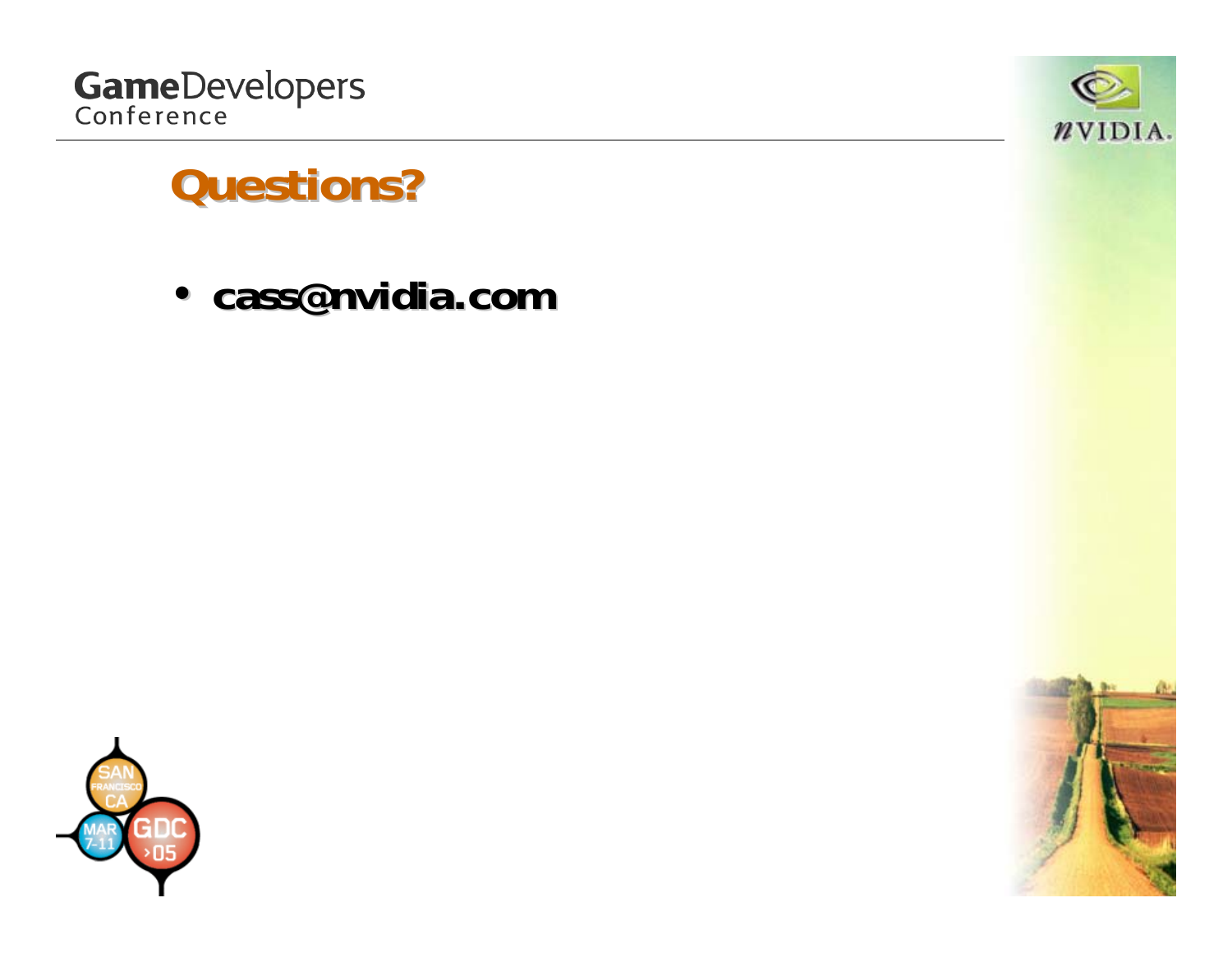# Questions?

- cass@nvidia.com